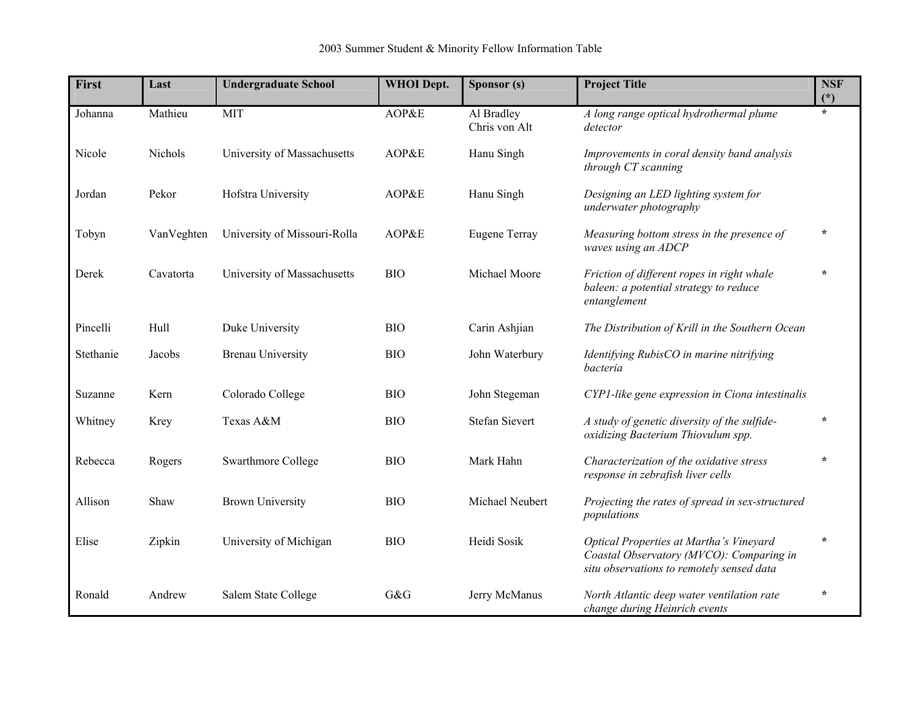2003 Summer Student & Minority Fellow Information Table

| First | Last | Undergraduate School | WHOI Dept. | Sponsor (s) | Project Title | NSF (*) |
|---|---|---|---|---|---|---|
| Johanna | Mathieu | MIT | AOP&E | Al Bradley<br>Chris von Alt | *A long range optical hydrothermal plume detector* | * |
| Nicole | Nichols | University of Massachusetts | AOP&E | Hanu Singh | *Improvements in coral density band analysis through CT scanning* | |
| Jordan | Pekor | Hofstra University | AOP&E | Hanu Singh | *Designing an LED lighting system for underwater photography* | |
| Tobyn | VanVeghten | University of Missouri-Rolla | AOP&E | Eugene Terray | *Measuring bottom stress in the presence of waves using an ADCP* | * |
| Derek | Cavatorta | University of Massachusetts | BIO | Michael Moore | *Friction of different ropes in right whale baleen: a potential strategy to reduce entanglement* | * |
| Pincelli | Hull | Duke University | BIO | Carin Ashjian | *The Distribution of Krill in the Southern Ocean* | |
| Stethanie | Jacobs | Brenau University | BIO | John Waterbury | *Identifying RubisCO in marine nitrifying bacteria* | |
| Suzanne | Kern | Colorado College | BIO | John Stegeman | *CYP1-like gene expression in Ciona intestinalis* | |
| Whitney | Krey | Texas A&M | BIO | Stefan Sievert | *A study of genetic diversity of the sulfide-oxidizing Bacterium Thiovulum spp.* | * |
| Rebecca | Rogers | Swarthmore College | BIO | Mark Hahn | *Characterization of the oxidative stress response in zebrafish liver cells* | * |
| Allison | Shaw | Brown University | BIO | Michael Neubert | *Projecting the rates of spread in sex-structured populations* | |
| Elise | Zipkin | University of Michigan | BIO | Heidi Sosik | *Optical Properties at Martha's Vineyard Coastal Observatory (MVCO): Comparing in situ observations to remotely sensed data* | * |
| Ronald | Andrew | Salem State College | G&G | Jerry McManus | *North Atlantic deep water ventilation rate change during Heinrich events* | * |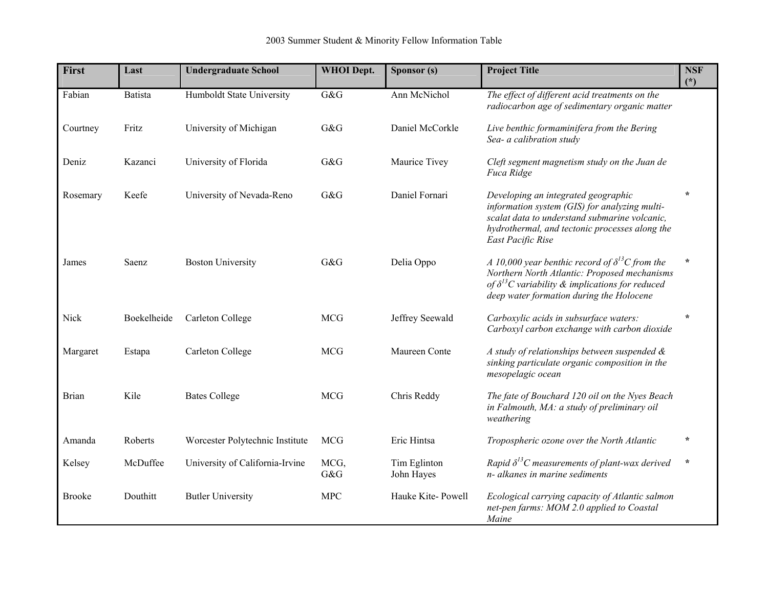2003 Summer Student & Minority Fellow Information Table

| First | Last | Undergraduate School | WHOI Dept. | Sponsor (s) | Project Title | NSF (*) |
|---|---|---|---|---|---|---|
| Fabian | Batista | Humboldt State University | G&G | Ann McNichol | *The effect of different acid treatments on the radiocarbon age of sedimentary organic matter* | |
| Courtney | Fritz | University of Michigan | G&G | Daniel McCorkle | *Live benthic formaminifera from the Bering Sea- a calibration study* | |
| Deniz | Kazanci | University of Florida | G&G | Maurice Tivey | *Cleft segment magnetism study on the Juan de Fuca Ridge* | |
| Rosemary | Keefe | University of Nevada-Reno | G&G | Daniel Fornari | *Developing an integrated geographic information system (GIS) for analyzing multi-scalat data to understand submarine volcanic, hydrothermal, and tectonic processes along the East Pacific Rise* | * |
| James | Saenz | Boston University | G&G | Delia Oppo | *A 10,000 year benthic record of $\delta^{13}C$ from the Northern North Atlantic: Proposed mechanisms of $\delta^{13}C$ variability & implications for reduced deep water formation during the Holocene* | * |
| Nick | Boekelheide | Carleton College | MCG | Jeffrey Seewald | *Carboxylic acids in subsurface waters: Carboxyl carbon exchange with carbon dioxide* | * |
| Margaret | Estapa | Carleton College | MCG | Maureen Conte | *A study of relationships between suspended & sinking particulate organic composition in the mesopelagic ocean* | |
| Brian | Kile | Bates College | MCG | Chris Reddy | *The fate of Bouchard 120 oil on the Nyes Beach in Falmouth, MA: a study of preliminary oil weathering* | |
| Amanda | Roberts | Worcester Polytechnic Institute | MCG | Eric Hintsa | *Tropospheric ozone over the North Atlantic* | * |
| Kelsey | McDuffee | University of California-Irvine | MCG, G&G | Tim Eglinton<br>John Hayes | *Rapid $\delta^{13}C$ measurements of plant-wax derived n- alkanes in marine sediments* | * |
| Brooke | Douthitt | Butler University | MPC | Hauke Kite- Powell | *Ecological carrying capacity of Atlantic salmon net-pen farms: MOM 2.0 applied to Coastal Maine* | |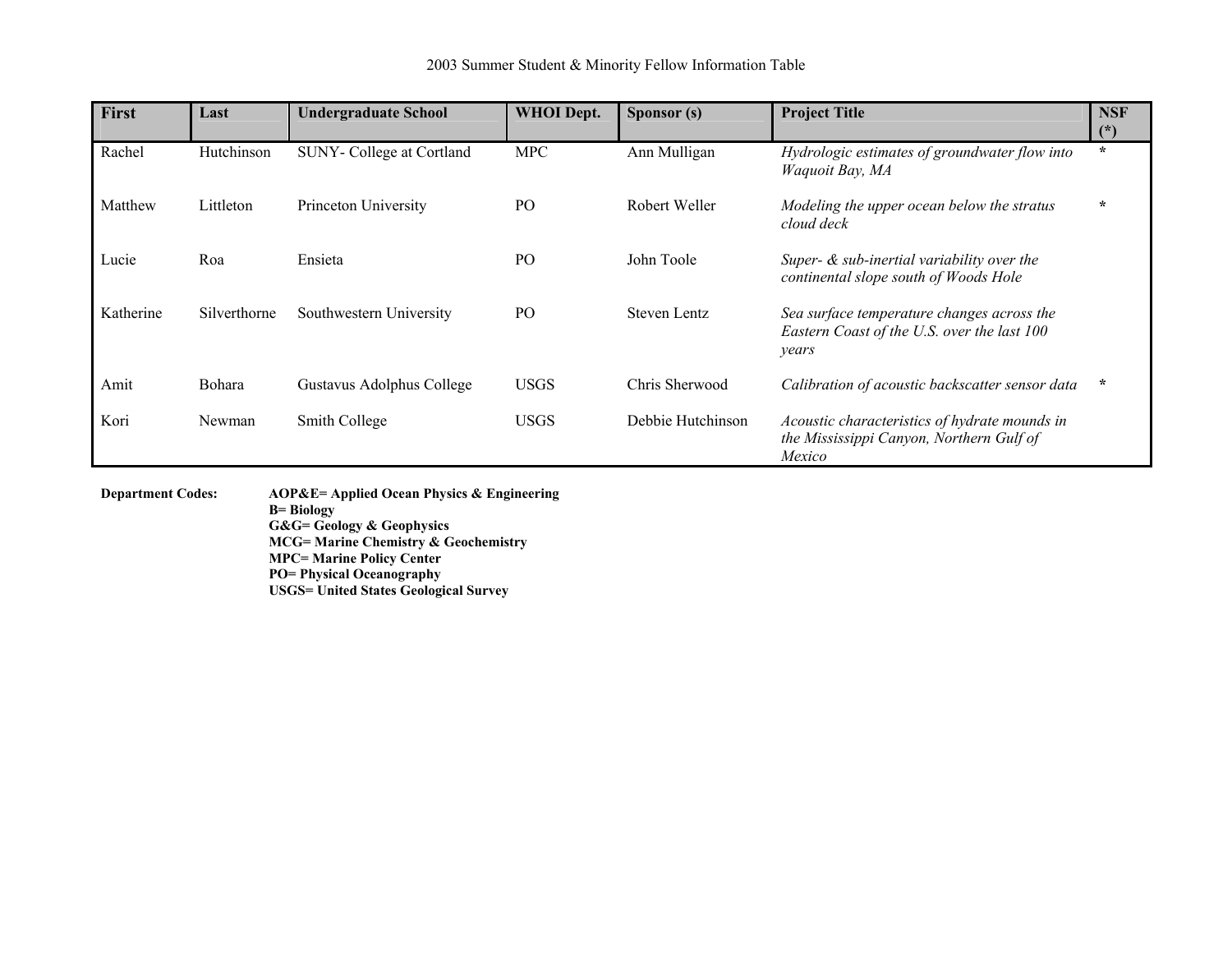2003 Summer Student & Minority Fellow Information Table

| First | Last | Undergraduate School | WHOI Dept. | Sponsor (s) | Project Title | NSF (*) |
|---|---|---|---|---|---|---|
| Rachel | Hutchinson | SUNY- College at Cortland | MPC | Ann Mulligan | *Hydrologic estimates of groundwater flow into Waquoit Bay, MA* | * |
| Matthew | Littleton | Princeton University | PO | Robert Weller | *Modeling the upper ocean below the stratus cloud deck* | * |
| Lucie | Roa | Ensieta | PO | John Toole | *Super- & sub-inertial variability over the continental slope south of Woods Hole* | |
| Katherine | Silverthorne | Southwestern University | PO | Steven Lentz | *Sea surface temperature changes across the Eastern Coast of the U.S. over the last 100 years* | |
| Amit | Bohara | Gustavus Adolphus College | USGS | Chris Sherwood | *Calibration of acoustic backscatter sensor data* | * |
| Kori | Newman | Smith College | USGS | Debbie Hutchinson | *Acoustic characteristics of hydrate mounds in the Mississippi Canyon, Northern Gulf of Mexico* | |

**Department Codes:**

**AOP&E= Applied Ocean Physics & Engineering**
**B= Biology**
**G&G= Geology & Geophysics**
**MCG= Marine Chemistry & Geochemistry**
**MPC= Marine Policy Center**
**PO= Physical Oceanography**
**USGS= United States Geological Survey**